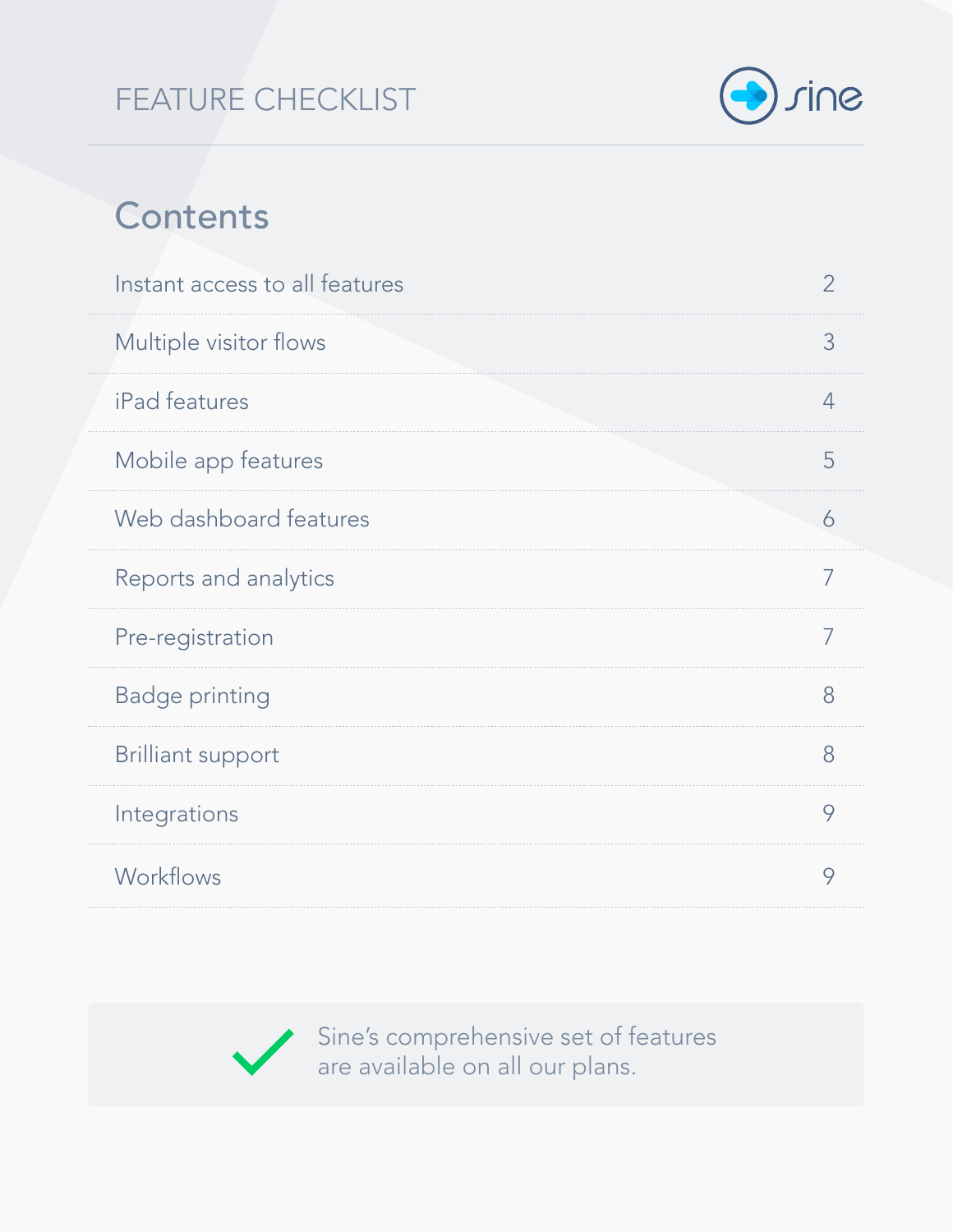# FEATURE CHECKLIST

## Contents

| Section | Page |
|---|---|
| Instant access to all features | 2 |
| Multiple visitor flows | 3 |
| iPad features | 4 |
| Mobile app features | 5 |
| Web dashboard features | 6 |
| Reports and analytics | 7 |
| Pre-registration | 7 |
| Badge printing | 8 |
| Brilliant support | 8 |
| Integrations | 9 |
| Workflows | 9 |

✓ Sine's comprehensive set of features are available on all our plans.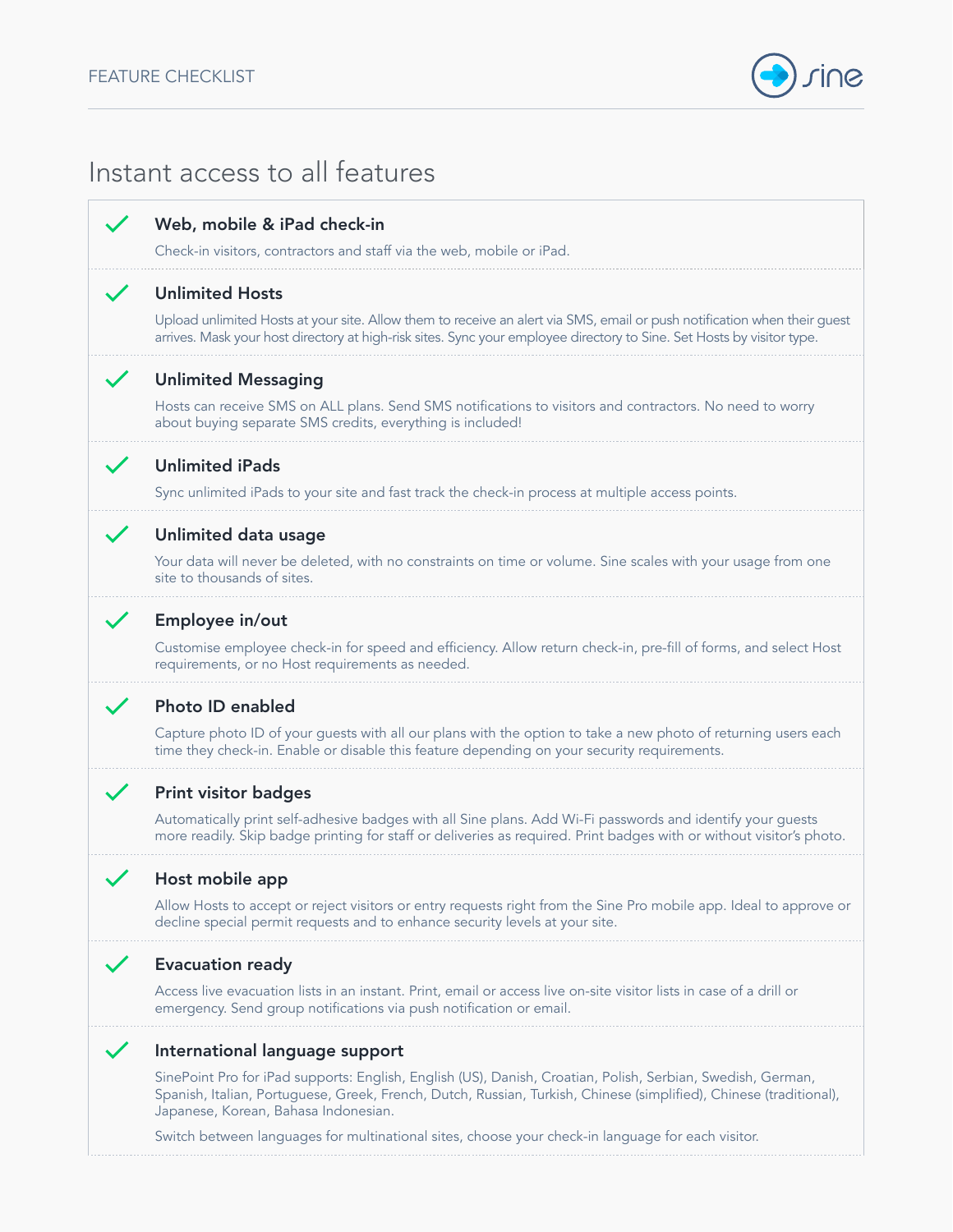# Instant access to all features

### ✓ Web, mobile & iPad check-in

Check-in visitors, contractors and staff via the web, mobile or iPad.

### ✓ Unlimited Hosts

Upload unlimited Hosts at your site. Allow them to receive an alert via SMS, email or push notification when their guest arrives. Mask your host directory at high-risk sites. Sync your employee directory to Sine. Set Hosts by visitor type.

### ✓ Unlimited Messaging

Hosts can receive SMS on ALL plans. Send SMS notifications to visitors and contractors. No need to worry about buying separate SMS credits, everything is included!

### ✓ Unlimited iPads

Sync unlimited iPads to your site and fast track the check-in process at multiple access points.

### ✓ Unlimited data usage

Your data will never be deleted, with no constraints on time or volume. Sine scales with your usage from one site to thousands of sites.

### ✓ Employee in/out

Customise employee check-in for speed and efficiency. Allow return check-in, pre-fill of forms, and select Host requirements, or no Host requirements as needed.

### ✓ Photo ID enabled

Capture photo ID of your guests with all our plans with the option to take a new photo of returning users each time they check-in. Enable or disable this feature depending on your security requirements.

### ✓ Print visitor badges

Automatically print self-adhesive badges with all Sine plans. Add Wi-Fi passwords and identify your guests more readily. Skip badge printing for staff or deliveries as required. Print badges with or without visitor's photo.

### ✓ Host mobile app

Allow Hosts to accept or reject visitors or entry requests right from the Sine Pro mobile app. Ideal to approve or decline special permit requests and to enhance security levels at your site.

### ✓ Evacuation ready

Access live evacuation lists in an instant. Print, email or access live on-site visitor lists in case of a drill or emergency. Send group notifications via push notification or email.

### ✓ International language support

SinePoint Pro for iPad supports: English, English (US), Danish, Croatian, Polish, Serbian, Swedish, German, Spanish, Italian, Portuguese, Greek, French, Dutch, Russian, Turkish, Chinese (simplified), Chinese (traditional), Japanese, Korean, Bahasa Indonesian.

Switch between languages for multinational sites, choose your check-in language for each visitor.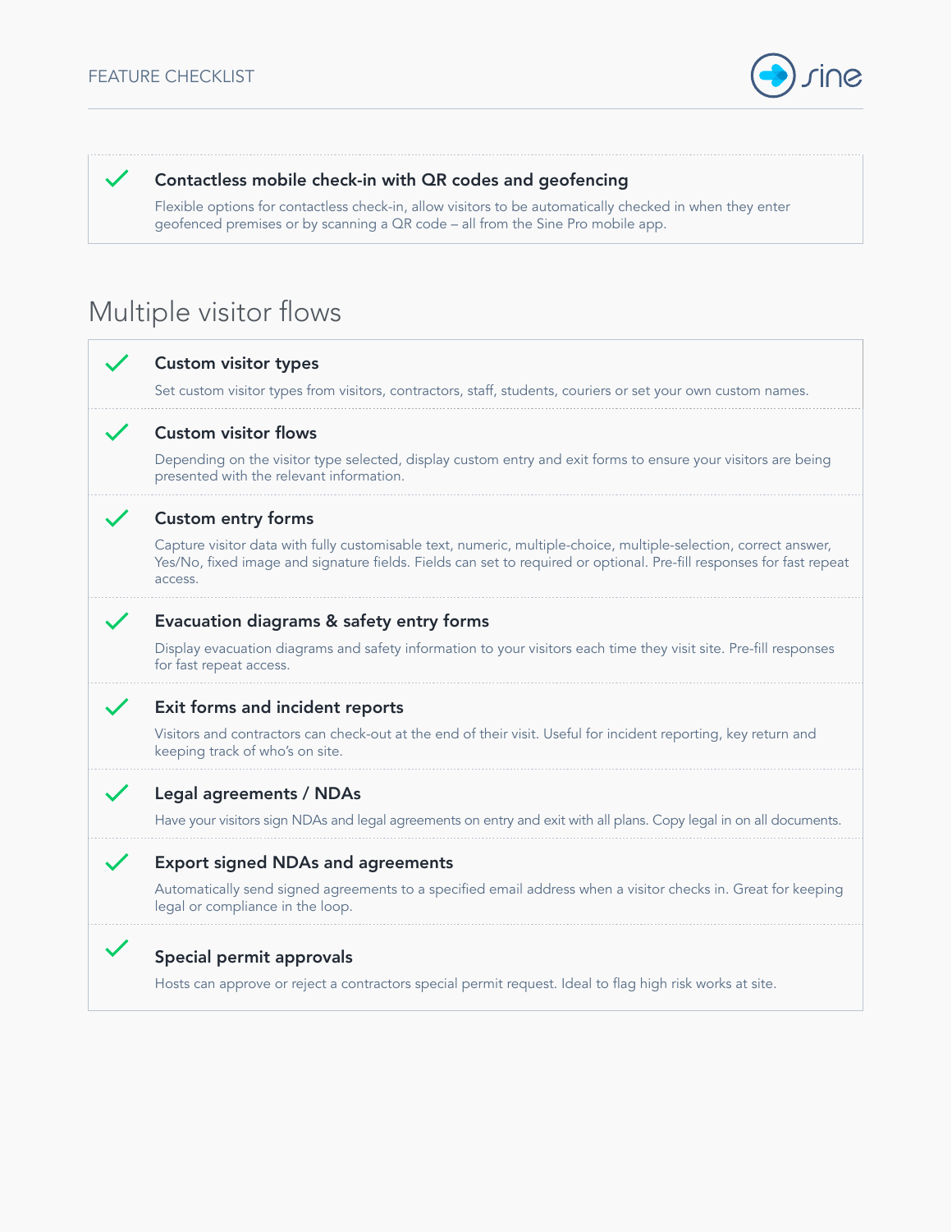- ✓ **Contactless mobile check-in with QR codes and geofencing**
  Flexible options for contactless check-in, allow visitors to be automatically checked in when they enter geofenced premises or by scanning a QR code – all from the Sine Pro mobile app.

## Multiple visitor flows

- ✓ **Custom visitor types**
  Set custom visitor types from visitors, contractors, staff, students, couriers or set your own custom names.
- ✓ **Custom visitor flows**
  Depending on the visitor type selected, display custom entry and exit forms to ensure your visitors are being presented with the relevant information.
- ✓ **Custom entry forms**
  Capture visitor data with fully customisable text, numeric, multiple-choice, multiple-selection, correct answer, Yes/No, fixed image and signature fields. Fields can set to required or optional. Pre-fill responses for fast repeat access.
- ✓ **Evacuation diagrams & safety entry forms**
  Display evacuation diagrams and safety information to your visitors each time they visit site. Pre-fill responses for fast repeat access.
- ✓ **Exit forms and incident reports**
  Visitors and contractors can check-out at the end of their visit. Useful for incident reporting, key return and keeping track of who's on site.
- ✓ **Legal agreements / NDAs**
  Have your visitors sign NDAs and legal agreements on entry and exit with all plans. Copy legal in on all documents.
- ✓ **Export signed NDAs and agreements**
  Automatically send signed agreements to a specified email address when a visitor checks in. Great for keeping legal or compliance in the loop.
- ✓ **Special permit approvals**
  Hosts can approve or reject a contractors special permit request. Ideal to flag high risk works at site.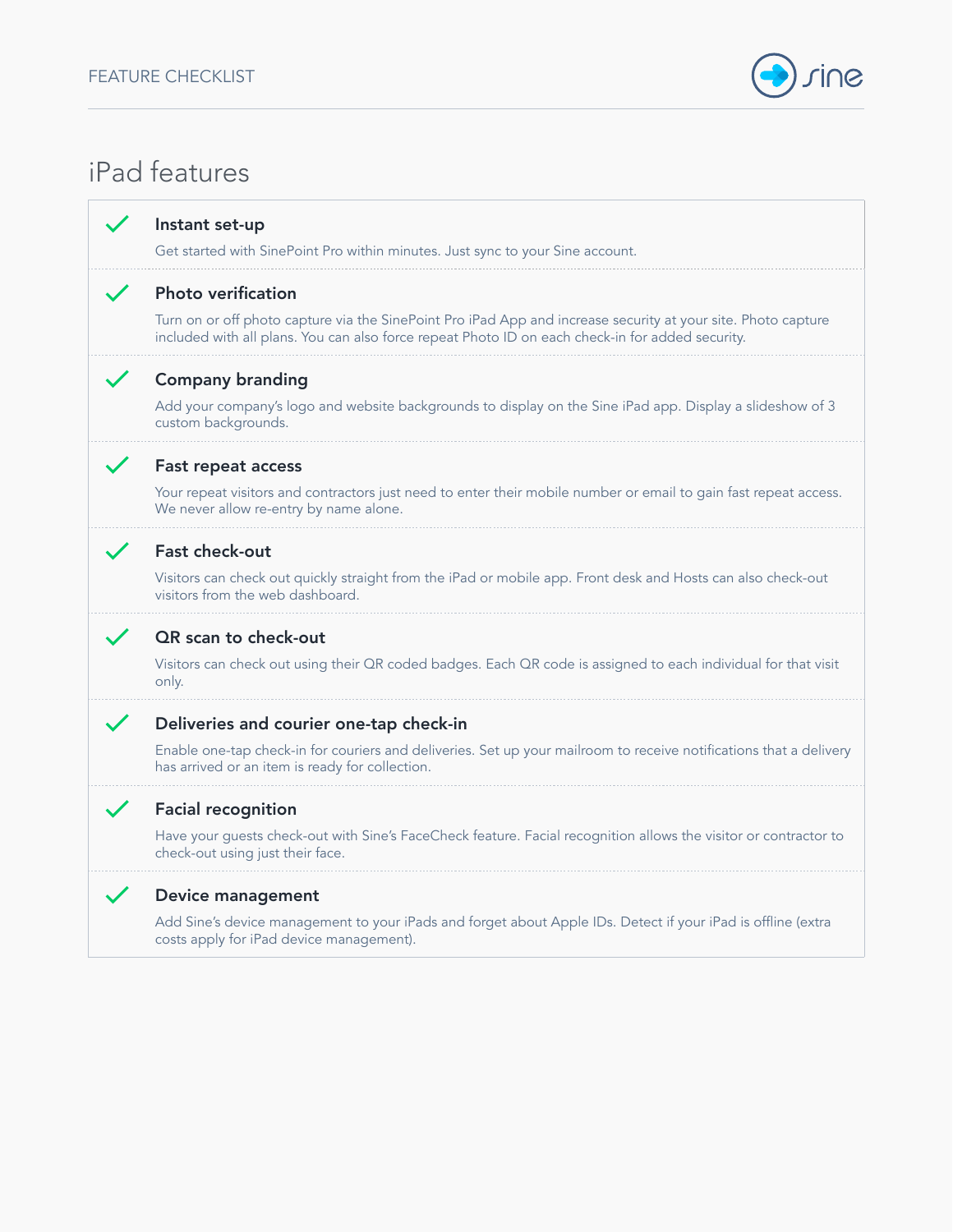# iPad features

- **Instant set-up**

  Get started with SinePoint Pro within minutes. Just sync to your Sine account.

- **Photo verification**

  Turn on or off photo capture via the SinePoint Pro iPad App and increase security at your site. Photo capture included with all plans. You can also force repeat Photo ID on each check-in for added security.

- **Company branding**

  Add your company's logo and website backgrounds to display on the Sine iPad app. Display a slideshow of 3 custom backgrounds.

- **Fast repeat access**

  Your repeat visitors and contractors just need to enter their mobile number or email to gain fast repeat access. We never allow re-entry by name alone.

- **Fast check-out**

  Visitors can check out quickly straight from the iPad or mobile app. Front desk and Hosts can also check-out visitors from the web dashboard.

- **QR scan to check-out**

  Visitors can check out using their QR coded badges. Each QR code is assigned to each individual for that visit only.

- **Deliveries and courier one-tap check-in**

  Enable one-tap check-in for couriers and deliveries. Set up your mailroom to receive notifications that a delivery has arrived or an item is ready for collection.

- **Facial recognition**

  Have your guests check-out with Sine's FaceCheck feature. Facial recognition allows the visitor or contractor to check-out using just their face.

- **Device management**

  Add Sine's device management to your iPads and forget about Apple IDs. Detect if your iPad is offline (extra costs apply for iPad device management).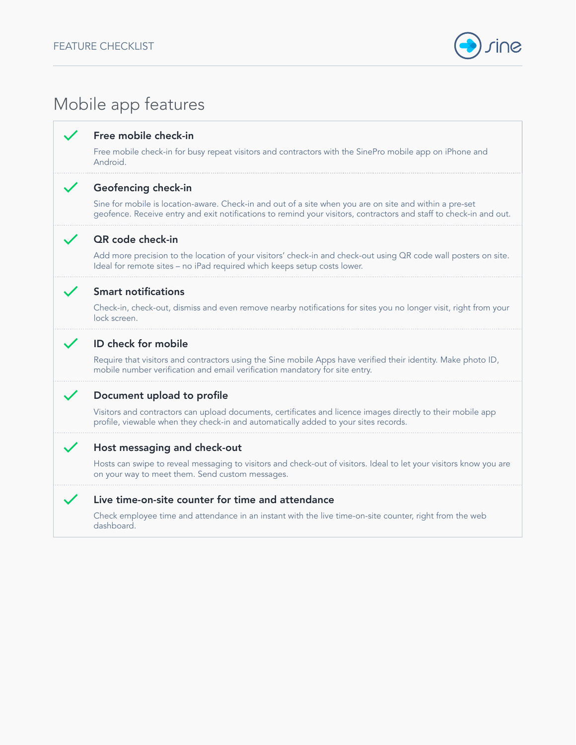# Mobile app features

### Free mobile check-in

Free mobile check-in for busy repeat visitors and contractors with the SinePro mobile app on iPhone and Android.

### Geofencing check-in

Sine for mobile is location-aware. Check-in and out of a site when you are on site and within a pre-set geofence. Receive entry and exit notifications to remind your visitors, contractors and staff to check-in and out.

### QR code check-in

Add more precision to the location of your visitors' check-in and check-out using QR code wall posters on site. Ideal for remote sites – no iPad required which keeps setup costs lower.

### Smart notifications

Check-in, check-out, dismiss and even remove nearby notifications for sites you no longer visit, right from your lock screen.

### ID check for mobile

Require that visitors and contractors using the Sine mobile Apps have verified their identity. Make photo ID, mobile number verification and email verification mandatory for site entry.

### Document upload to profile

Visitors and contractors can upload documents, certificates and licence images directly to their mobile app profile, viewable when they check-in and automatically added to your sites records.

### Host messaging and check-out

Hosts can swipe to reveal messaging to visitors and check-out of visitors. Ideal to let your visitors know you are on your way to meet them. Send custom messages.

### Live time-on-site counter for time and attendance

Check employee time and attendance in an instant with the live time-on-site counter, right from the web dashboard.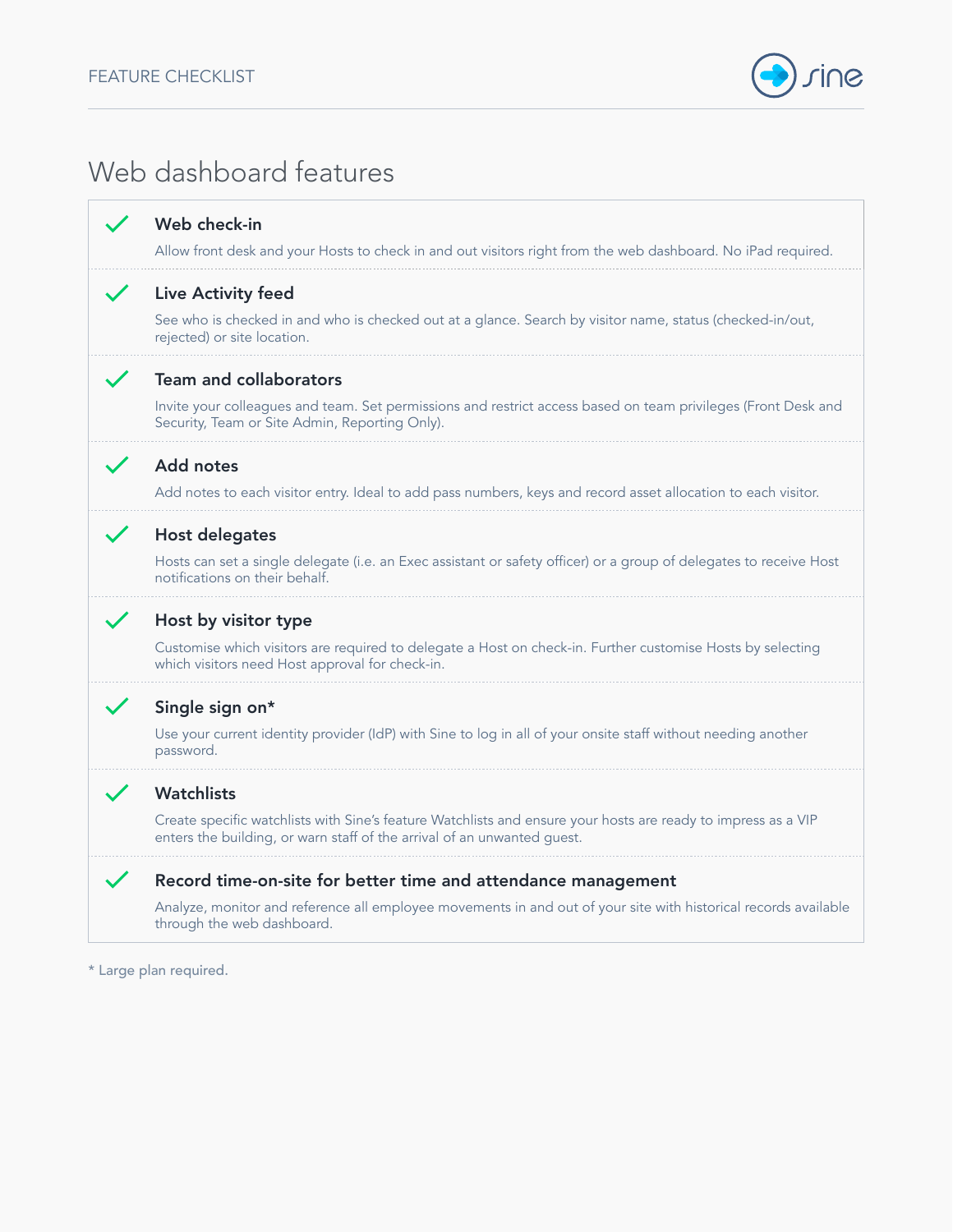## Web dashboard features

- ✓ **Web check-in**

  Allow front desk and your Hosts to check in and out visitors right from the web dashboard. No iPad required.

- ✓ **Live Activity feed**

  See who is checked in and who is checked out at a glance. Search by visitor name, status (checked-in/out, rejected) or site location.

- ✓ **Team and collaborators**

  Invite your colleagues and team. Set permissions and restrict access based on team privileges (Front Desk and Security, Team or Site Admin, Reporting Only).

- ✓ **Add notes**

  Add notes to each visitor entry. Ideal to add pass numbers, keys and record asset allocation to each visitor.

- ✓ **Host delegates**

  Hosts can set a single delegate (i.e. an Exec assistant or safety officer) or a group of delegates to receive Host notifications on their behalf.

- ✓ **Host by visitor type**

  Customise which visitors are required to delegate a Host on check-in. Further customise Hosts by selecting which visitors need Host approval for check-in.

- ✓ **Single sign on***

  Use your current identity provider (IdP) with Sine to log in all of your onsite staff without needing another password.

- ✓ **Watchlists**

  Create specific watchlists with Sine's feature Watchlists and ensure your hosts are ready to impress as a VIP enters the building, or warn staff of the arrival of an unwanted guest.

- ✓ **Record time-on-site for better time and attendance management**

  Analyze, monitor and reference all employee movements in and out of your site with historical records available through the web dashboard.

\* Large plan required.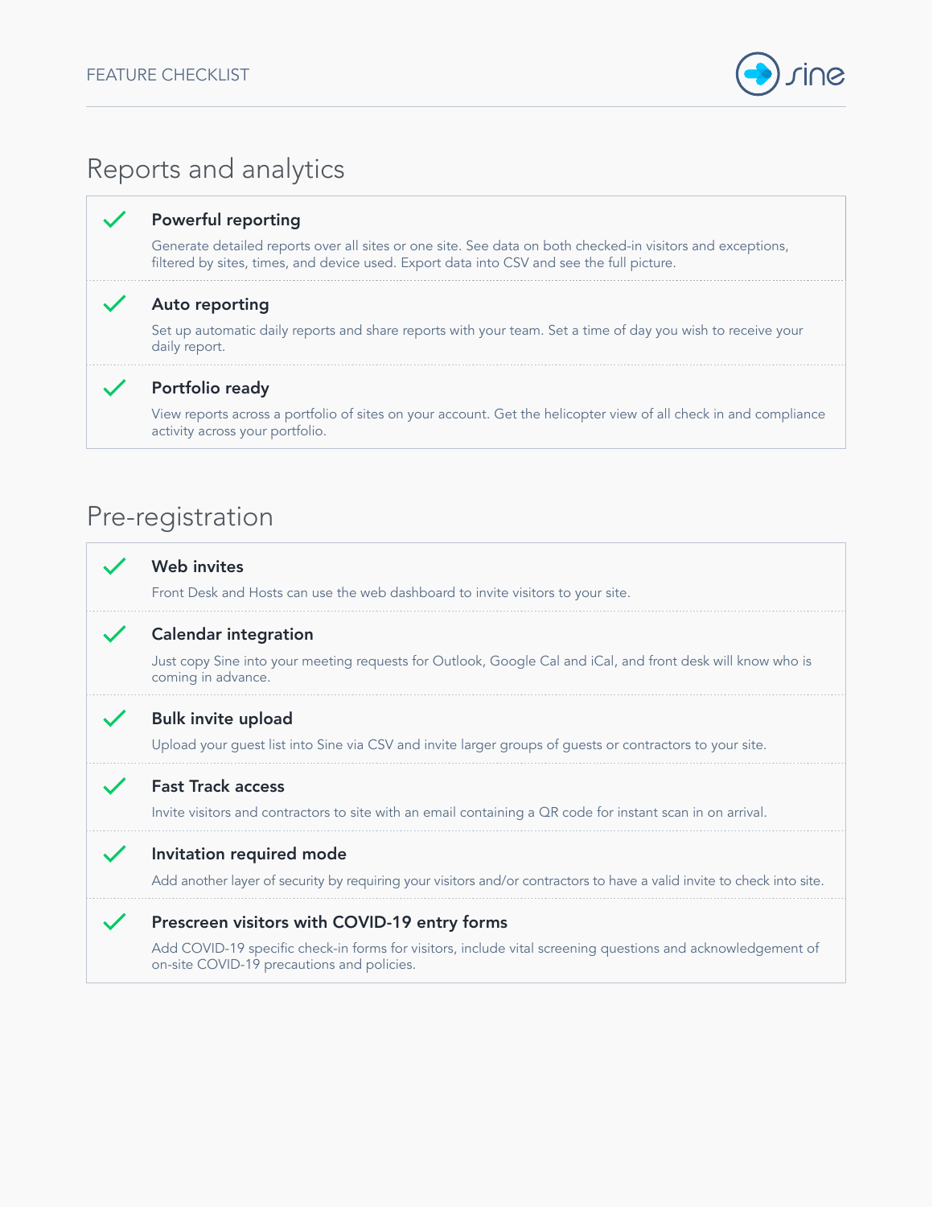## Reports and analytics

✓ **Powerful reporting**

Generate detailed reports over all sites or one site. See data on both checked-in visitors and exceptions, filtered by sites, times, and device used. Export data into CSV and see the full picture.

✓ **Auto reporting**

Set up automatic daily reports and share reports with your team. Set a time of day you wish to receive your daily report.

✓ **Portfolio ready**

View reports across a portfolio of sites on your account. Get the helicopter view of all check in and compliance activity across your portfolio.

## Pre-registration

✓ **Web invites**

Front Desk and Hosts can use the web dashboard to invite visitors to your site.

✓ **Calendar integration**

Just copy Sine into your meeting requests for Outlook, Google Cal and iCal, and front desk will know who is coming in advance.

✓ **Bulk invite upload**

Upload your guest list into Sine via CSV and invite larger groups of guests or contractors to your site.

✓ **Fast Track access**

Invite visitors and contractors to site with an email containing a QR code for instant scan in on arrival.

✓ **Invitation required mode**

Add another layer of security by requiring your visitors and/or contractors to have a valid invite to check into site.

✓ **Prescreen visitors with COVID-19 entry forms**

Add COVID-19 specific check-in forms for visitors, include vital screening questions and acknowledgement of on-site COVID-19 precautions and policies.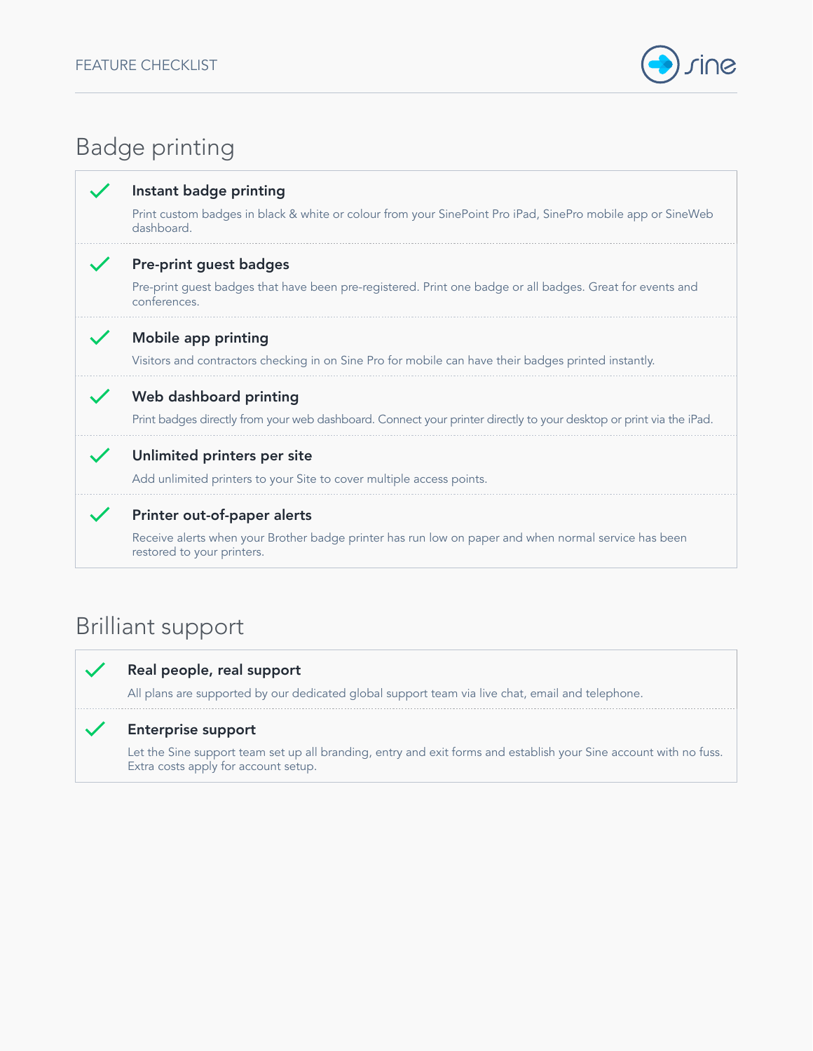## Badge printing

- ✓ **Instant badge printing**

  Print custom badges in black & white or colour from your SinePoint Pro iPad, SinePro mobile app or SineWeb dashboard.

- ✓ **Pre-print guest badges**

  Pre-print guest badges that have been pre-registered. Print one badge or all badges. Great for events and conferences.

- ✓ **Mobile app printing**

  Visitors and contractors checking in on Sine Pro for mobile can have their badges printed instantly.

- ✓ **Web dashboard printing**

  Print badges directly from your web dashboard. Connect your printer directly to your desktop or print via the iPad.

- ✓ **Unlimited printers per site**

  Add unlimited printers to your Site to cover multiple access points.

- ✓ **Printer out-of-paper alerts**

  Receive alerts when your Brother badge printer has run low on paper and when normal service has been restored to your printers.

## Brilliant support

- ✓ **Real people, real support**

  All plans are supported by our dedicated global support team via live chat, email and telephone.

- ✓ **Enterprise support**

  Let the Sine support team set up all branding, entry and exit forms and establish your Sine account with no fuss. Extra costs apply for account setup.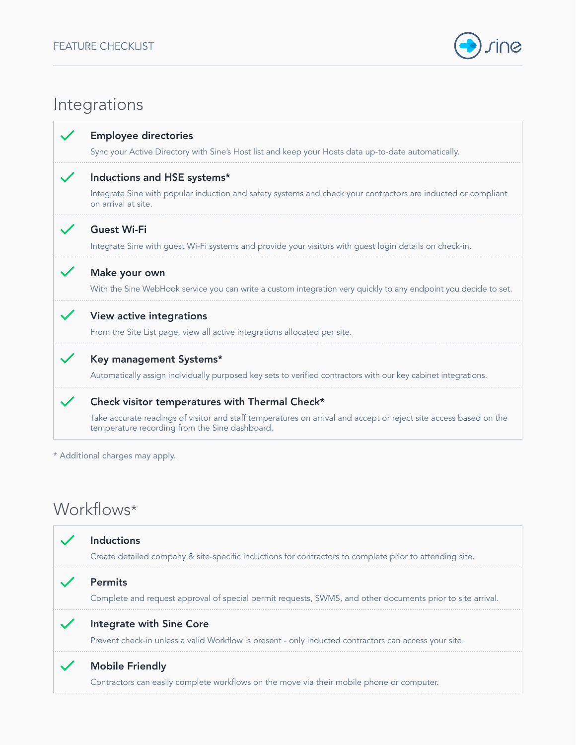FEATURE CHECKLIST

## Integrations

- ✓ **Employee directories**
  Sync your Active Directory with Sine's Host list and keep your Hosts data up-to-date automatically.
- ✓ **Inductions and HSE systems***
  Integrate Sine with popular induction and safety systems and check your contractors are inducted or compliant on arrival at site.
- ✓ **Guest Wi-Fi**
  Integrate Sine with guest Wi-Fi systems and provide your visitors with guest login details on check-in.
- ✓ **Make your own**
  With the Sine WebHook service you can write a custom integration very quickly to any endpoint you decide to set.
- ✓ **View active integrations**
  From the Site List page, view all active integrations allocated per site.
- ✓ **Key management Systems***
  Automatically assign individually purposed key sets to verified contractors with our key cabinet integrations.
- ✓ **Check visitor temperatures with Thermal Check***
  Take accurate readings of visitor and staff temperatures on arrival and accept or reject site access based on the temperature recording from the Sine dashboard.

* Additional charges may apply.

## Workflows*

- ✓ **Inductions**
  Create detailed company & site-specific inductions for contractors to complete prior to attending site.
- ✓ **Permits**
  Complete and request approval of special permit requests, SWMS, and other documents prior to site arrival.
- ✓ **Integrate with Sine Core**
  Prevent check-in unless a valid Workflow is present - only inducted contractors can access your site.
- ✓ **Mobile Friendly**
  Contractors can easily complete workflows on the move via their mobile phone or computer.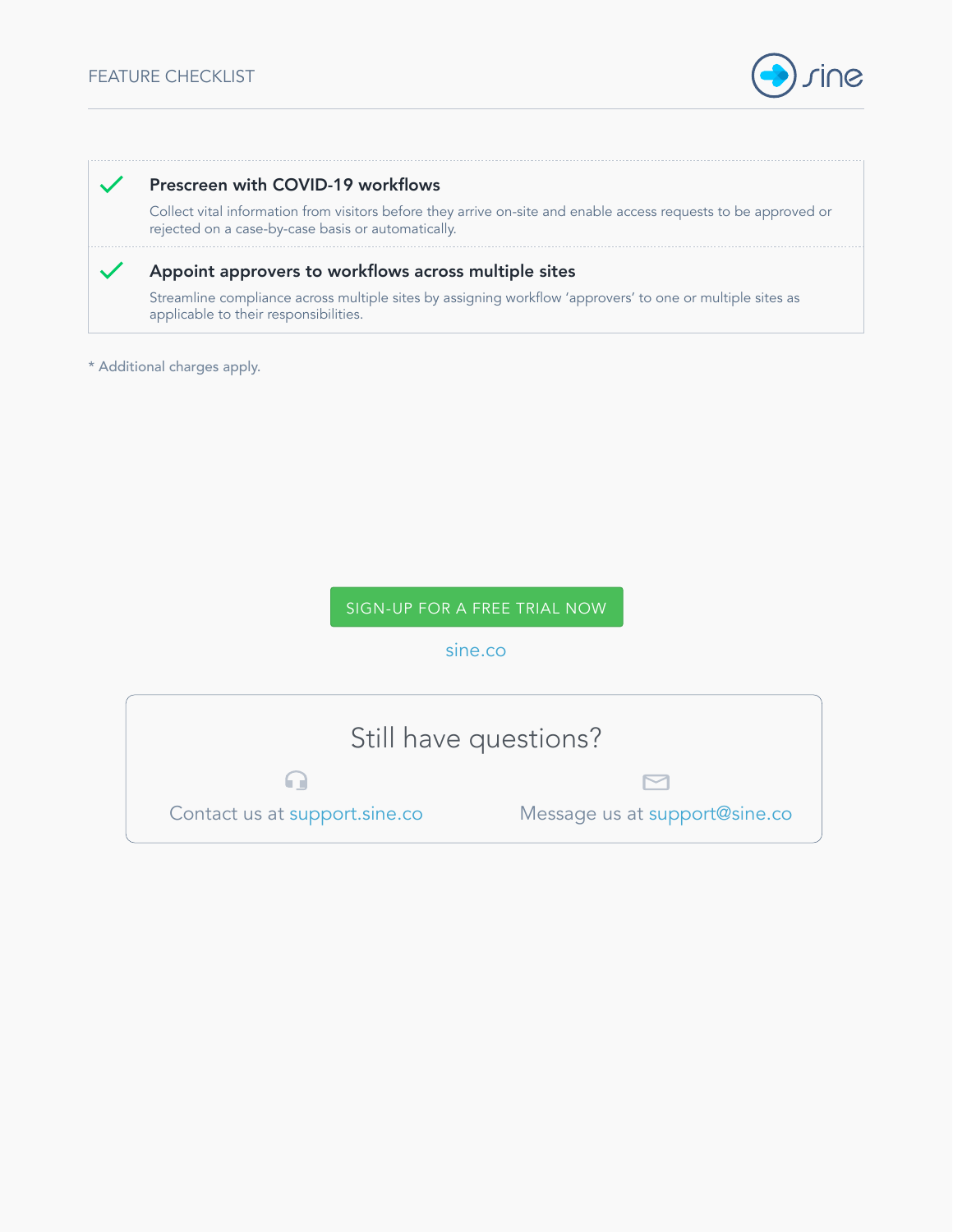FEATURE CHECKLIST

| | |
|---|---|
| ✓ | **Prescreen with COVID-19 workflows**<br>Collect vital information from visitors before they arrive on-site and enable access requests to be approved or rejected on a case-by-case basis or automatically. |
| ✓ | **Appoint approvers to workflows across multiple sites**<br>Streamline compliance across multiple sites by assigning workflow 'approvers' to one or multiple sites as applicable to their responsibilities. |

* Additional charges apply.

SIGN-UP FOR A FREE TRIAL NOW

sine.co

## Still have questions?

Contact us at support.sine.co

Message us at support@sine.co